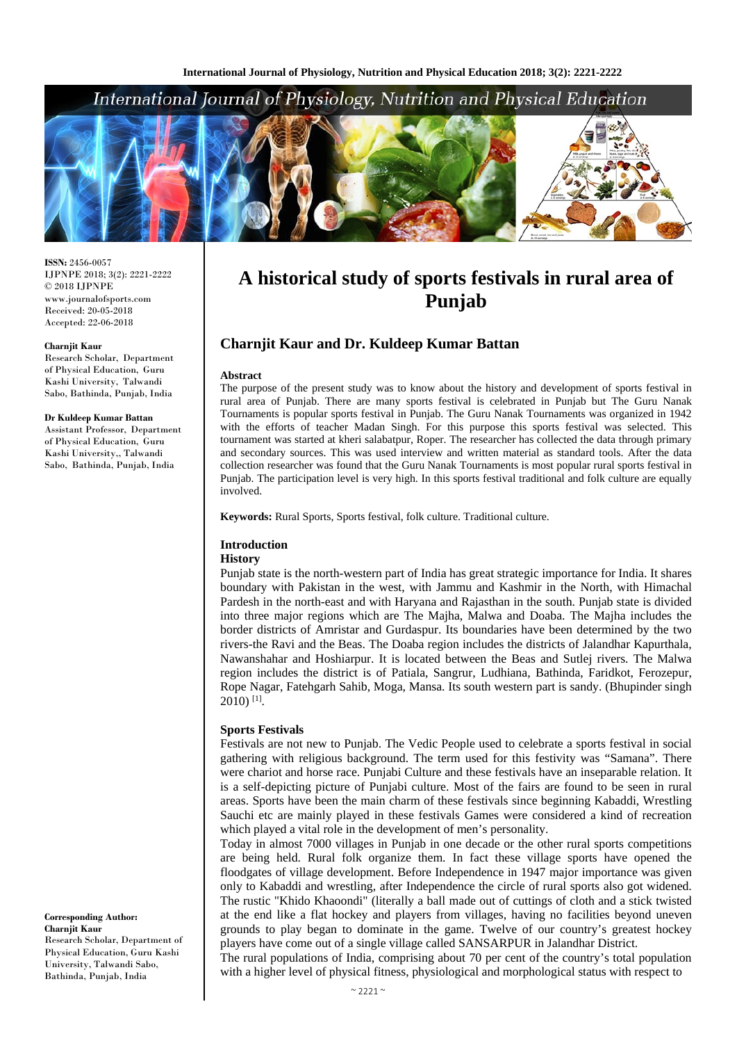**ISSN:** 2456-0057
IJPNPE 2018; 3(2): 2221-2222
© 2018 IJPNPE
www.journalofsports.com
Received: 20-05-2018
Accepted: 22-06-2018

**Charnjit Kaur**
Research Scholar, Department of Physical Education, Guru Kashi University, Talwandi Sabo, Bathinda, Punjab, India

**Dr Kuldeep Kumar Battan**
Assistant Professor, Department of Physical Education, Guru Kashi University,, Talwandi Sabo, Bathinda, Punjab, India

**Corresponding Author:**
**Charnjit Kaur**
Research Scholar, Department of Physical Education, Guru Kashi University, Talwandi Sabo, Bathinda, Punjab, India

# A historical study of sports festivals in rural area of Punjab

## Charnjit Kaur and Dr. Kuldeep Kumar Battan

### Abstract

The purpose of the present study was to know about the history and development of sports festival in rural area of Punjab. There are many sports festival is celebrated in Punjab but The Guru Nanak Tournaments is popular sports festival in Punjab. The Guru Nanak Tournaments was organized in 1942 with the efforts of teacher Madan Singh. For this purpose this sports festival was selected. This tournament was started at kheri salabatpur, Roper. The researcher has collected the data through primary and secondary sources. This was used interview and written material as standard tools. After the data collection researcher was found that the Guru Nanak Tournaments is most popular rural sports festival in Punjab. The participation level is very high. In this sports festival traditional and folk culture are equally involved.

**Keywords:** Rural Sports, Sports festival, folk culture. Traditional culture.

### Introduction

#### History

Punjab state is the north-western part of India has great strategic importance for India. It shares boundary with Pakistan in the west, with Jammu and Kashmir in the North, with Himachal Pardesh in the north-east and with Haryana and Rajasthan in the south. Punjab state is divided into three major regions which are The Majha, Malwa and Doaba. The Majha includes the border districts of Amrstar and Gurdaspur. Its boundaries have been determined by the two rivers-the Ravi and the Beas. The Doaba region includes the districts of Jalandhar Kapurthala, Nawanshahar and Hoshiarpur. It is located between the Beas and Sutlej rivers. The Malwa region includes the district is of Patiala, Sangrur, Ludhiana, Bathinda, Faridkot, Ferozepur, Rope Nagar, Fatehgarh Sahib, Moga, Mansa. Its south western part is sandy. (Bhupinder singh 2010) [1].

#### Sports Festivals

Festivals are not new to Punjab. The Vedic People used to celebrate a sports festival in social gathering with religious background. The term used for this festivity was "Samana". There were chariot and horse race. Punjabi Culture and these festivals have an inseparable relation. It is a self-depicting picture of Punjabi culture. Most of the fairs are found to be seen in rural areas. Sports have been the main charm of these festivals since beginning Kabaddi, Wrestling Sauchi etc are mainly played in these festivals Games were considered a kind of recreation which played a vital role in the development of men's personality.

Today in almost 7000 villages in Punjab in one decade or the other rural sports competitions are being held. Rural folk organize them. In fact these village sports have opened the floodgates of village development. Before Independence in 1947 major importance was given only to Kabaddi and wrestling, after Independence the circle of rural sports also got widened. The rustic "Khido Khaoondi" (literally a ball made out of cuttings of cloth and a stick twisted at the end like a flat hockey and players from villages, having no facilities beyond uneven grounds to play began to dominate in the game. Twelve of our country's greatest hockey players have come out of a single village called SANSARPUR in Jalandhar District.

The rural populations of India, comprising about 70 per cent of the country's total population with a higher level of physical fitness, physiological and morphological status with respect to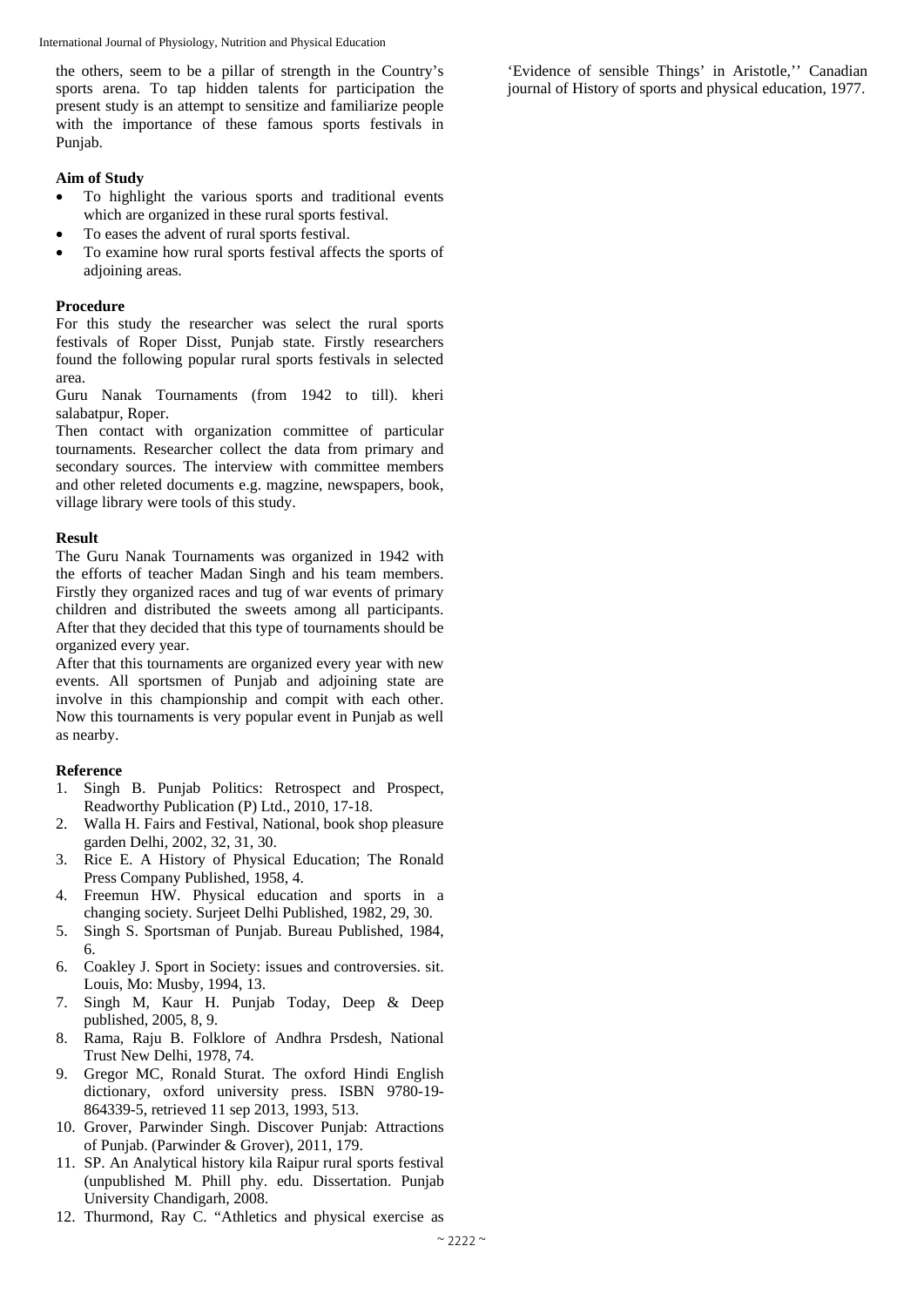the others, seem to be a pillar of strength in the Country's sports arena. To tap hidden talents for participation the present study is an attempt to sensitize and familiarize people with the importance of these famous sports festivals in Punjab.

**Aim of Study**

- To highlight the various sports and traditional events which are organized in these rural sports festival.
- To eases the advent of rural sports festival.
- To examine how rural sports festival affects the sports of adjoining areas.

**Procedure**

For this study the researcher was select the rural sports festivals of Roper Disst, Punjab state. Firstly researchers found the following popular rural sports festivals in selected area.

Guru Nanak Tournaments (from 1942 to till). kheri salabatpur, Roper.

Then contact with organization committee of particular tournaments. Researcher collect the data from primary and secondary sources. The interview with committee members and other releted documents e.g. magzine, newspapers, book, village library were tools of this study.

**Result**

The Guru Nanak Tournaments was organized in 1942 with the efforts of teacher Madan Singh and his team members. Firstly they organized races and tug of war events of primary children and distributed the sweets among all participants. After that they decided that this type of tournaments should be organized every year.

After that this tournaments are organized every year with new events. All sportsmen of Punjab and adjoining state are involve in this championship and compit with each other. Now this tournaments is very popular event in Punjab as well as nearby.

**Reference**

1. Singh B. Punjab Politics: Retrospect and Prospect, Readworthy Publication (P) Ltd., 2010, 17-18.
2. Walla H. Fairs and Festival, National, book shop pleasure garden Delhi, 2002, 32, 31, 30.
3. Rice E. A History of Physical Education; The Ronald Press Company Published, 1958, 4.
4. Freemun HW. Physical education and sports in a changing society. Surjeet Delhi Published, 1982, 29, 30.
5. Singh S. Sportsman of Punjab. Bureau Published, 1984, 6.
6. Coakley J. Sport in Society: issues and controversies. sit. Louis, Mo: Musby, 1994, 13.
7. Singh M, Kaur H. Punjab Today, Deep & Deep published, 2005, 8, 9.
8. Rama, Raju B. Folklore of Andhra Prsdesh, National Trust New Delhi, 1978, 74.
9. Gregor MC, Ronald Sturat. The oxford Hindi English dictionary, oxford university press. ISBN 9780-19-864339-5, retrieved 11 sep 2013, 1993, 513.
10. Grover, Parwinder Singh. Discover Punjab: Attractions of Punjab. (Parwinder & Grover), 2011, 179.
11. SP. An Analytical history kila Raipur rural sports festival (unpublished M. Phill phy. edu. Dissertation. Punjab University Chandigarh, 2008.
12. Thurmond, Ray C. "Athletics and physical exercise as 'Evidence of sensible Things' in Aristotle,'' Canadian journal of History of sports and physical education, 1977.